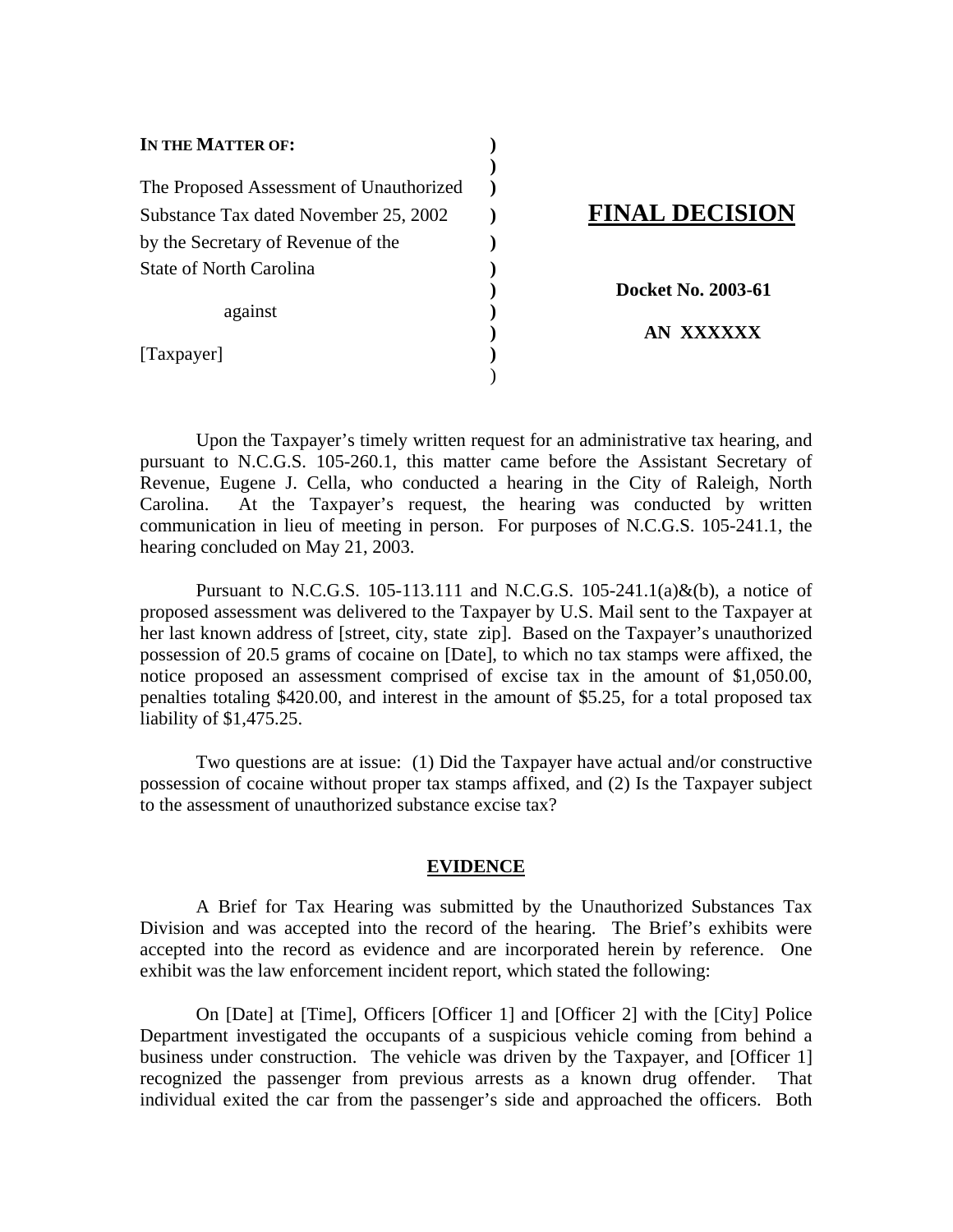**IN THE MATTER OF:**

The Proposed Assessment of Unauthorized Substance Tax dated November 25, 2002 by the Secretary of Revenue of the State of North Carolina

against

[Taxpayer]

# FINAL DECISION

**Docket No. 2003-61**

**AN XXXXXX**

Upon the Taxpayer's timely written request for an administrative tax hearing, and pursuant to N.C.G.S. 105-260.1, this matter came before the Assistant Secretary of Revenue, Eugene J. Cella, who conducted a hearing in the City of Raleigh, North Carolina. At the Taxpayer's request, the hearing was conducted by written communication in lieu of meeting in person. For purposes of N.C.G.S. 105-241.1, the hearing concluded on May 21, 2003.

Pursuant to N.C.G.S. 105-113.111 and N.C.G.S. 105-241.1(a)&(b), a notice of proposed assessment was delivered to the Taxpayer by U.S. Mail sent to the Taxpayer at her last known address of [street, city, state zip]. Based on the Taxpayer's unauthorized possession of 20.5 grams of cocaine on [Date], to which no tax stamps were affixed, the notice proposed an assessment comprised of excise tax in the amount of $1,050.00, penalties totaling $420.00, and interest in the amount of $5.25, for a total proposed tax liability of $1,475.25.

Two questions are at issue: (1) Did the Taxpayer have actual and/or constructive possession of cocaine without proper tax stamps affixed, and (2) Is the Taxpayer subject to the assessment of unauthorized substance excise tax?

## EVIDENCE

A Brief for Tax Hearing was submitted by the Unauthorized Substances Tax Division and was accepted into the record of the hearing. The Brief's exhibits were accepted into the record as evidence and are incorporated herein by reference. One exhibit was the law enforcement incident report, which stated the following:

On [Date] at [Time], Officers [Officer 1] and [Officer 2] with the [City] Police Department investigated the occupants of a suspicious vehicle coming from behind a business under construction. The vehicle was driven by the Taxpayer, and [Officer 1] recognized the passenger from previous arrests as a known drug offender. That individual exited the car from the passenger's side and approached the officers. Both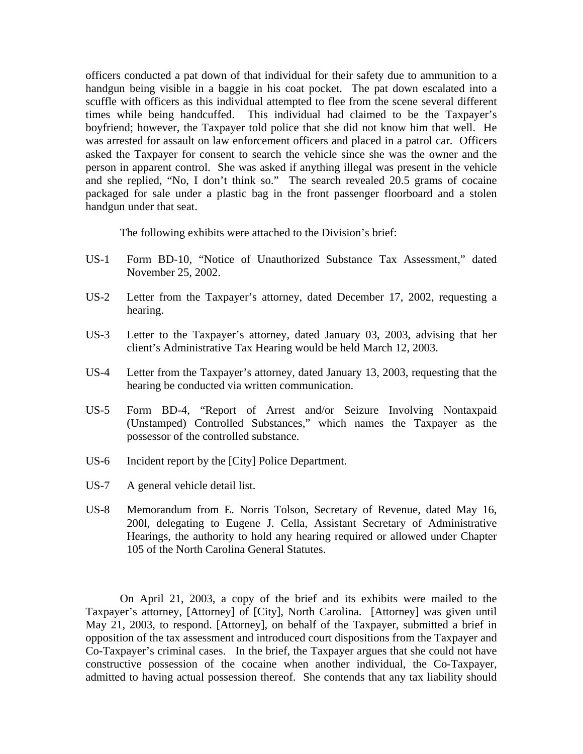officers conducted a pat down of that individual for their safety due to ammunition to a handgun being visible in a baggie in his coat pocket. The pat down escalated into a scuffle with officers as this individual attempted to flee from the scene several different times while being handcuffed. This individual had claimed to be the Taxpayer's boyfriend; however, the Taxpayer told police that she did not know him that well. He was arrested for assault on law enforcement officers and placed in a patrol car. Officers asked the Taxpayer for consent to search the vehicle since she was the owner and the person in apparent control. She was asked if anything illegal was present in the vehicle and she replied, "No, I don't think so." The search revealed 20.5 grams of cocaine packaged for sale under a plastic bag in the front passenger floorboard and a stolen handgun under that seat.

The following exhibits were attached to the Division's brief:

- US-1 Form BD-10, "Notice of Unauthorized Substance Tax Assessment," dated November 25, 2002.
- US-2 Letter from the Taxpayer's attorney, dated December 17, 2002, requesting a hearing.
- US-3 Letter to the Taxpayer's attorney, dated January 03, 2003, advising that her client's Administrative Tax Hearing would be held March 12, 2003.
- US-4 Letter from the Taxpayer's attorney, dated January 13, 2003, requesting that the hearing be conducted via written communication.
- US-5 Form BD-4, "Report of Arrest and/or Seizure Involving Nontaxpaid (Unstamped) Controlled Substances," which names the Taxpayer as the possessor of the controlled substance.
- US-6 Incident report by the [City] Police Department.
- US-7 A general vehicle detail list.
- US-8 Memorandum from E. Norris Tolson, Secretary of Revenue, dated May 16, 200l, delegating to Eugene J. Cella, Assistant Secretary of Administrative Hearings, the authority to hold any hearing required or allowed under Chapter 105 of the North Carolina General Statutes.

On April 21, 2003, a copy of the brief and its exhibits were mailed to the Taxpayer's attorney, [Attorney] of [City], North Carolina. [Attorney] was given until May 21, 2003, to respond. [Attorney], on behalf of the Taxpayer, submitted a brief in opposition of the tax assessment and introduced court dispositions from the Taxpayer and Co-Taxpayer's criminal cases. In the brief, the Taxpayer argues that she could not have constructive possession of the cocaine when another individual, the Co-Taxpayer, admitted to having actual possession thereof. She contends that any tax liability should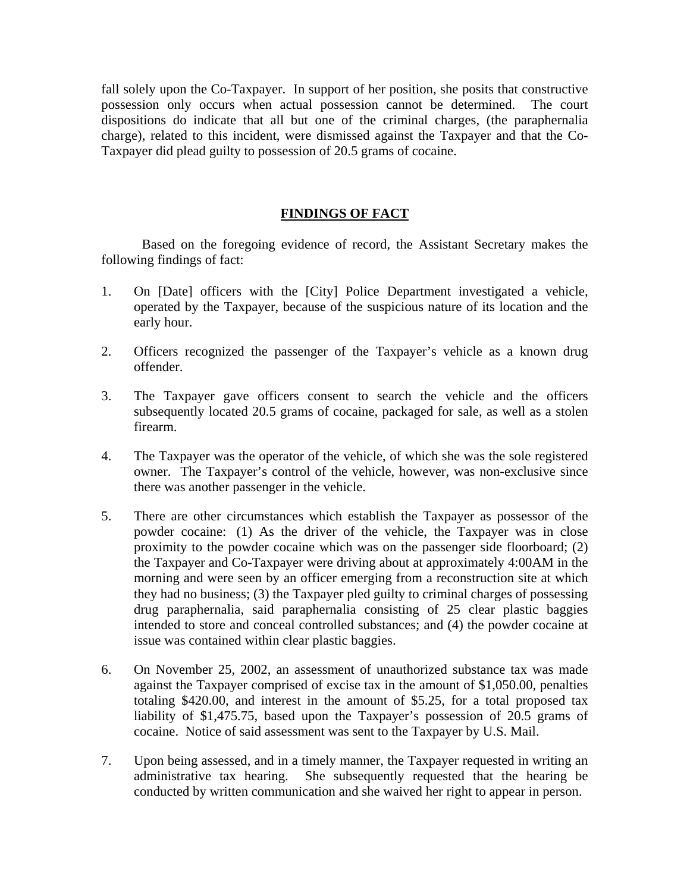fall solely upon the Co-Taxpayer. In support of her position, she posits that constructive possession only occurs when actual possession cannot be determined. The court dispositions do indicate that all but one of the criminal charges, (the paraphernalia charge), related to this incident, were dismissed against the Taxpayer and that the Co-Taxpayer did plead guilty to possession of 20.5 grams of cocaine.

## FINDINGS OF FACT

Based on the foregoing evidence of record, the Assistant Secretary makes the following findings of fact:

1. On [Date] officers with the [City] Police Department investigated a vehicle, operated by the Taxpayer, because of the suspicious nature of its location and the early hour.

2. Officers recognized the passenger of the Taxpayer's vehicle as a known drug offender.

3. The Taxpayer gave officers consent to search the vehicle and the officers subsequently located 20.5 grams of cocaine, packaged for sale, as well as a stolen firearm.

4. The Taxpayer was the operator of the vehicle, of which she was the sole registered owner. The Taxpayer's control of the vehicle, however, was non-exclusive since there was another passenger in the vehicle.

5. There are other circumstances which establish the Taxpayer as possessor of the powder cocaine: (1) As the driver of the vehicle, the Taxpayer was in close proximity to the powder cocaine which was on the passenger side floorboard; (2) the Taxpayer and Co-Taxpayer were driving about at approximately 4:00AM in the morning and were seen by an officer emerging from a reconstruction site at which they had no business; (3) the Taxpayer pled guilty to criminal charges of possessing drug paraphernalia, said paraphernalia consisting of 25 clear plastic baggies intended to store and conceal controlled substances; and (4) the powder cocaine at issue was contained within clear plastic baggies.

6. On November 25, 2002, an assessment of unauthorized substance tax was made against the Taxpayer comprised of excise tax in the amount of $1,050.00, penalties totaling $420.00, and interest in the amount of $5.25, for a total proposed tax liability of $1,475.75, based upon the Taxpayer's possession of 20.5 grams of cocaine. Notice of said assessment was sent to the Taxpayer by U.S. Mail.

7. Upon being assessed, and in a timely manner, the Taxpayer requested in writing an administrative tax hearing. She subsequently requested that the hearing be conducted by written communication and she waived her right to appear in person.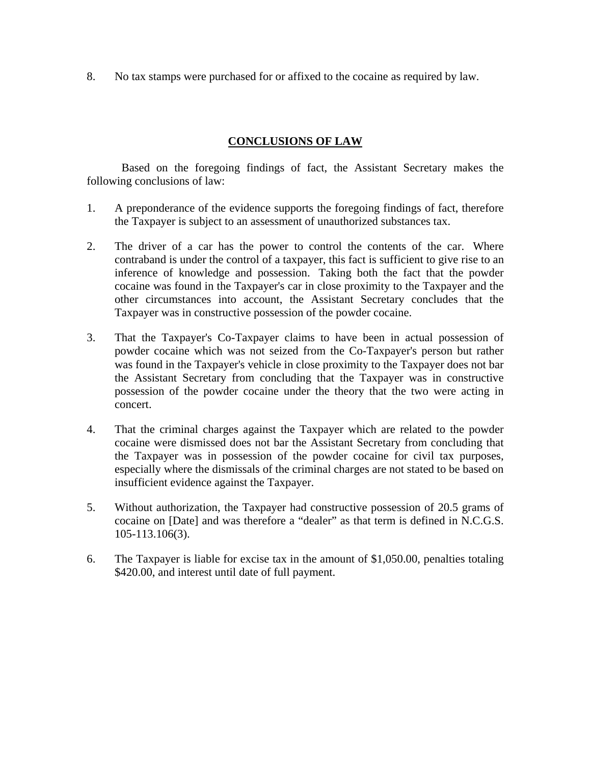8. No tax stamps were purchased for or affixed to the cocaine as required by law.

## CONCLUSIONS OF LAW

Based on the foregoing findings of fact, the Assistant Secretary makes the following conclusions of law:

1. A preponderance of the evidence supports the foregoing findings of fact, therefore the Taxpayer is subject to an assessment of unauthorized substances tax.

2. The driver of a car has the power to control the contents of the car. Where contraband is under the control of a taxpayer, this fact is sufficient to give rise to an inference of knowledge and possession. Taking both the fact that the powder cocaine was found in the Taxpayer's car in close proximity to the Taxpayer and the other circumstances into account, the Assistant Secretary concludes that the Taxpayer was in constructive possession of the powder cocaine.

3. That the Taxpayer's Co-Taxpayer claims to have been in actual possession of powder cocaine which was not seized from the Co-Taxpayer's person but rather was found in the Taxpayer's vehicle in close proximity to the Taxpayer does not bar the Assistant Secretary from concluding that the Taxpayer was in constructive possession of the powder cocaine under the theory that the two were acting in concert.

4. That the criminal charges against the Taxpayer which are related to the powder cocaine were dismissed does not bar the Assistant Secretary from concluding that the Taxpayer was in possession of the powder cocaine for civil tax purposes, especially where the dismissals of the criminal charges are not stated to be based on insufficient evidence against the Taxpayer.

5. Without authorization, the Taxpayer had constructive possession of 20.5 grams of cocaine on [Date] and was therefore a "dealer" as that term is defined in N.C.G.S. 105-113.106(3).

6. The Taxpayer is liable for excise tax in the amount of $1,050.00, penalties totaling $420.00, and interest until date of full payment.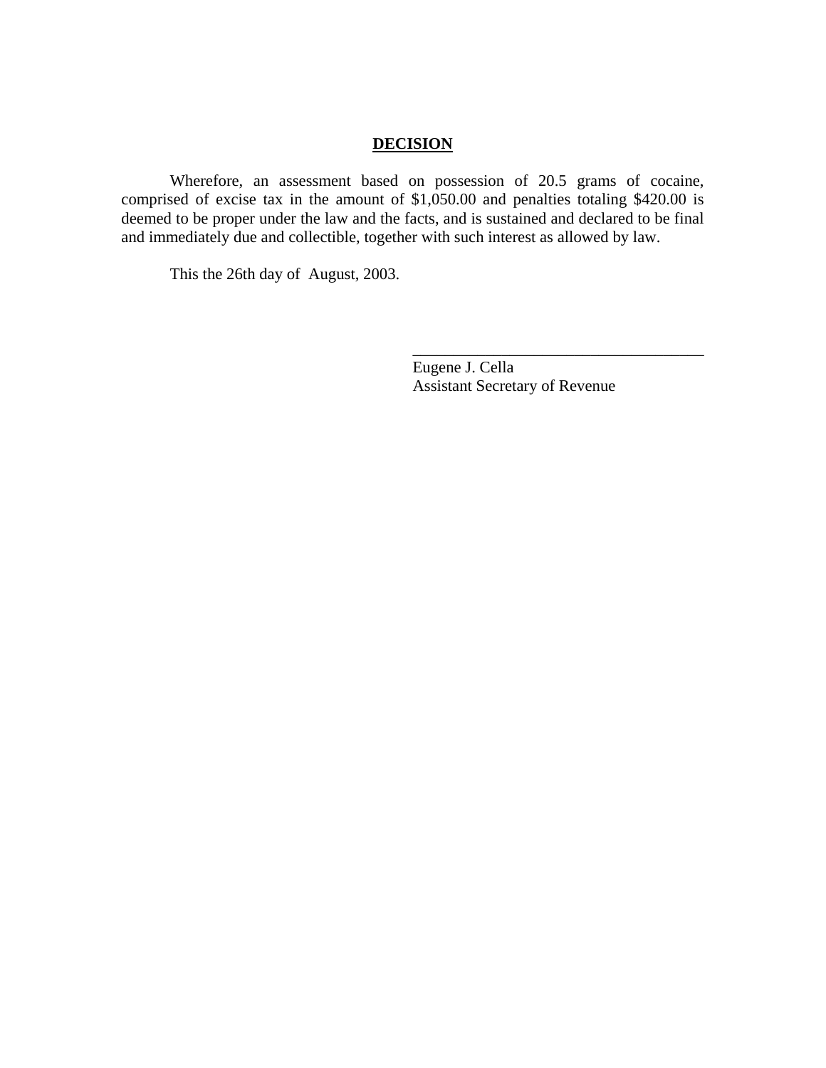## DECISION

Wherefore, an assessment based on possession of 20.5 grams of cocaine, comprised of excise tax in the amount of $1,050.00 and penalties totaling $420.00 is deemed to be proper under the law and the facts, and is sustained and declared to be final and immediately due and collectible, together with such interest as allowed by law.

This the 26th day of August, 2003.

\_\_\_\_\_\_\_\_\_\_\_\_\_\_\_\_\_\_\_\_\_\_\_\_\_\_\_\_\_\_\_\_\_\_\_\_\_

Eugene J. Cella
Assistant Secretary of Revenue